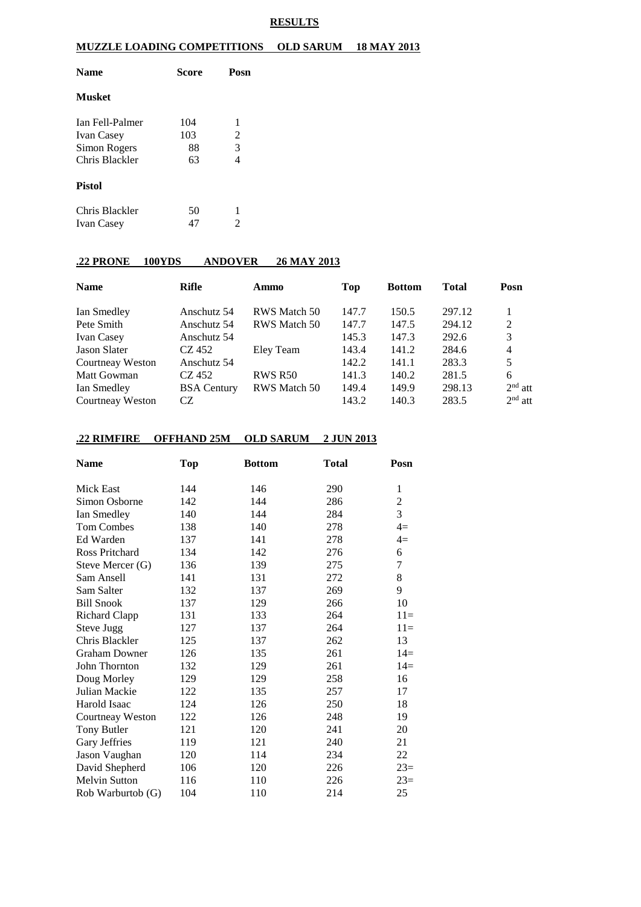# RESULTS

## MUZZLE LOADING COMPETITIONS    OLD SARUM    18 MAY 2013

| Name | Score | Posn |
|---|---|---|
| **Musket** | | |
| Ian Fell-Palmer | 104 | 1 |
| Ivan Casey | 103 | 2 |
| Simon Rogers | 88 | 3 |
| Chris Blackler | 63 | 4 |
| **Pistol** | | |
| Chris Blackler | 50 | 1 |
| Ivan Casey | 47 | 2 |

## .22 PRONE    100YDS    ANDOVER    26 MAY 2013

| Name | Rifle | Ammo | Top | Bottom | Total | Posn |
|---|---|---|---|---|---|---|
| Ian Smedley | Anschutz 54 | RWS Match 50 | 147.7 | 150.5 | 297.12 | 1 |
| Pete Smith | Anschutz 54 | RWS Match 50 | 147.7 | 147.5 | 294.12 | 2 |
| Ivan Casey | Anschutz 54 | | 145.3 | 147.3 | 292.6 | 3 |
| Jason Slater | CZ 452 | Eley Team | 143.4 | 141.2 | 284.6 | 4 |
| Courtneay Weston | Anschutz 54 | | 142.2 | 141.1 | 283.3 | 5 |
| Matt Gowman | CZ 452 | RWS R50 | 141.3 | 140.2 | 281.5 | 6 |
| Ian Smedley | BSA Century | RWS Match 50 | 149.4 | 149.9 | 298.13 | 2nd att |
| Courtneay Weston | CZ | | 143.2 | 140.3 | 283.5 | 2nd att |

## .22 RIMFIRE    OFFHAND 25M    OLD SARUM    2 JUN 2013

| Name | Top | Bottom | Total | Posn |
|---|---|---|---|---|
| Mick East | 144 | 146 | 290 | 1 |
| Simon Osborne | 142 | 144 | 286 | 2 |
| Ian Smedley | 140 | 144 | 284 | 3 |
| Tom Combes | 138 | 140 | 278 | 4= |
| Ed Warden | 137 | 141 | 278 | 4= |
| Ross Pritchard | 134 | 142 | 276 | 6 |
| Steve Mercer (G) | 136 | 139 | 275 | 7 |
| Sam Ansell | 141 | 131 | 272 | 8 |
| Sam Salter | 132 | 137 | 269 | 9 |
| Bill Snook | 137 | 129 | 266 | 10 |
| Richard Clapp | 131 | 133 | 264 | 11= |
| Steve Jugg | 127 | 137 | 264 | 11= |
| Chris Blackler | 125 | 137 | 262 | 13 |
| Graham Downer | 126 | 135 | 261 | 14= |
| John Thornton | 132 | 129 | 261 | 14= |
| Doug Morley | 129 | 129 | 258 | 16 |
| Julian Mackie | 122 | 135 | 257 | 17 |
| Harold Isaac | 124 | 126 | 250 | 18 |
| Courtneay Weston | 122 | 126 | 248 | 19 |
| Tony Butler | 121 | 120 | 241 | 20 |
| Gary Jeffries | 119 | 121 | 240 | 21 |
| Jason Vaughan | 120 | 114 | 234 | 22 |
| David Shepherd | 106 | 120 | 226 | 23= |
| Melvin Sutton | 116 | 110 | 226 | 23= |
| Rob Warburtob (G) | 104 | 110 | 214 | 25 |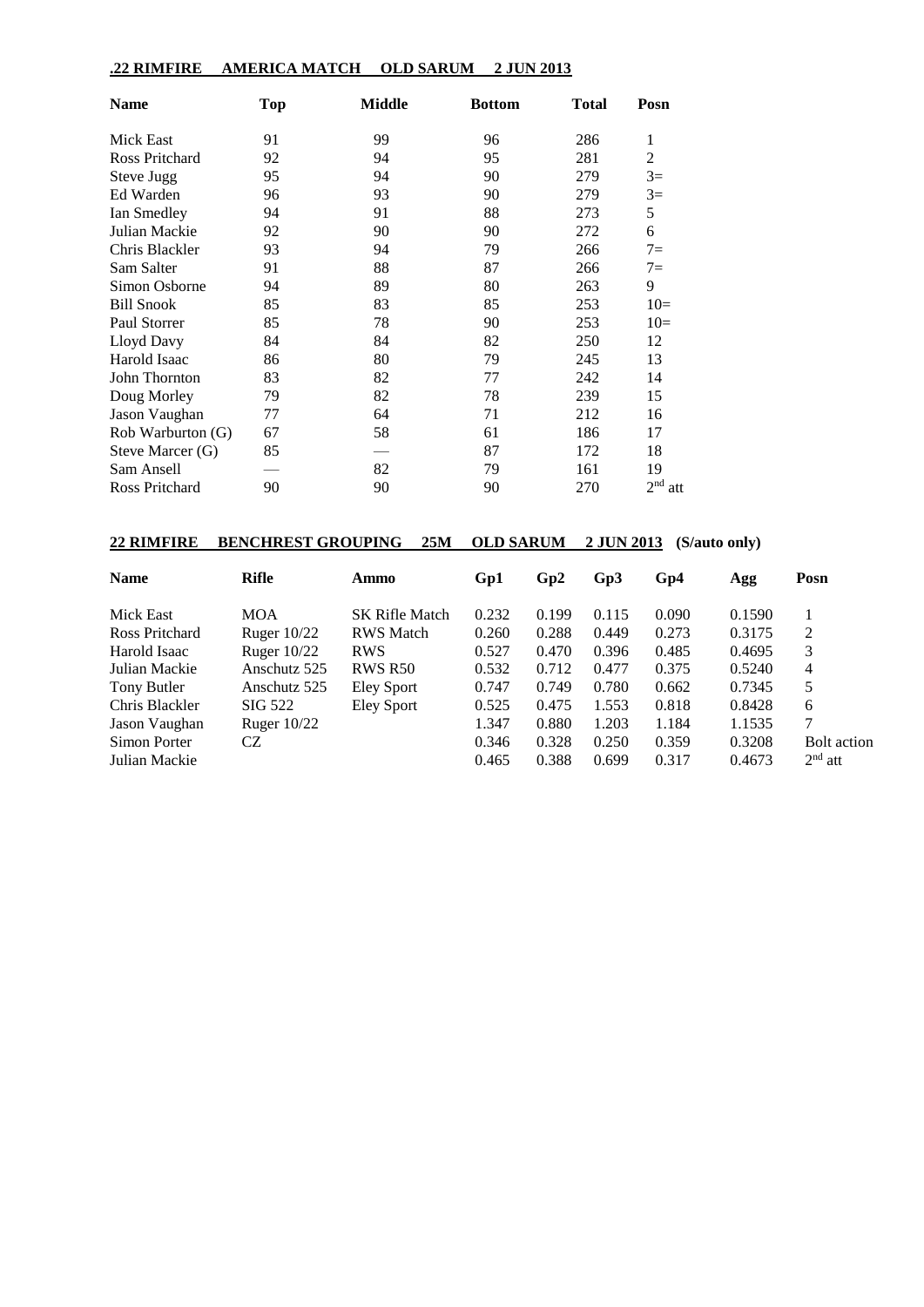**.22 RIMFIRE AMERICA MATCH OLD SARUM 2 JUN 2013**

| Name | Top | Middle | Bottom | Total | Posn |
|---|---|---|---|---|---|
| Mick East | 91 | 99 | 96 | 286 | 1 |
| Ross Pritchard | 92 | 94 | 95 | 281 | 2 |
| Steve Jugg | 95 | 94 | 90 | 279 | 3= |
| Ed Warden | 96 | 93 | 90 | 279 | 3= |
| Ian Smedley | 94 | 91 | 88 | 273 | 5 |
| Julian Mackie | 92 | 90 | 90 | 272 | 6 |
| Chris Blackler | 93 | 94 | 79 | 266 | 7= |
| Sam Salter | 91 | 88 | 87 | 266 | 7= |
| Simon Osborne | 94 | 89 | 80 | 263 | 9 |
| Bill Snook | 85 | 83 | 85 | 253 | 10= |
| Paul Storrer | 85 | 78 | 90 | 253 | 10= |
| Lloyd Davy | 84 | 84 | 82 | 250 | 12 |
| Harold Isaac | 86 | 80 | 79 | 245 | 13 |
| John Thornton | 83 | 82 | 77 | 242 | 14 |
| Doug Morley | 79 | 82 | 78 | 239 | 15 |
| Jason Vaughan | 77 | 64 | 71 | 212 | 16 |
| Rob Warburton (G) | 67 | 58 | 61 | 186 | 17 |
| Steve Marcer (G) | 85 | — | 87 | 172 | 18 |
| Sam Ansell | — | 82 | 79 | 161 | 19 |
| Ross Pritchard | 90 | 90 | 90 | 270 | 2nd att |

**22 RIMFIRE BENCHREST GROUPING 25M OLD SARUM 2 JUN 2013 (S/auto only)**

| Name | Rifle | Ammo | Gp1 | Gp2 | Gp3 | Gp4 | Agg | Posn |
|---|---|---|---|---|---|---|---|---|
| Mick East | MOA | SK Rifle Match | 0.232 | 0.199 | 0.115 | 0.090 | 0.1590 | 1 |
| Ross Pritchard | Ruger 10/22 | RWS Match | 0.260 | 0.288 | 0.449 | 0.273 | 0.3175 | 2 |
| Harold Isaac | Ruger 10/22 | RWS | 0.527 | 0.470 | 0.396 | 0.485 | 0.4695 | 3 |
| Julian Mackie | Anschutz 525 | RWS R50 | 0.532 | 0.712 | 0.477 | 0.375 | 0.5240 | 4 |
| Tony Butler | Anschutz 525 | Eley Sport | 0.747 | 0.749 | 0.780 | 0.662 | 0.7345 | 5 |
| Chris Blackler | SIG 522 | Eley Sport | 0.525 | 0.475 | 1.553 | 0.818 | 0.8428 | 6 |
| Jason Vaughan | Ruger 10/22 | | 1.347 | 0.880 | 1.203 | 1.184 | 1.1535 | 7 |
| Simon Porter | CZ | | 0.346 | 0.328 | 0.250 | 0.359 | 0.3208 | Bolt action |
| Julian Mackie | | | 0.465 | 0.388 | 0.699 | 0.317 | 0.4673 | 2nd att |